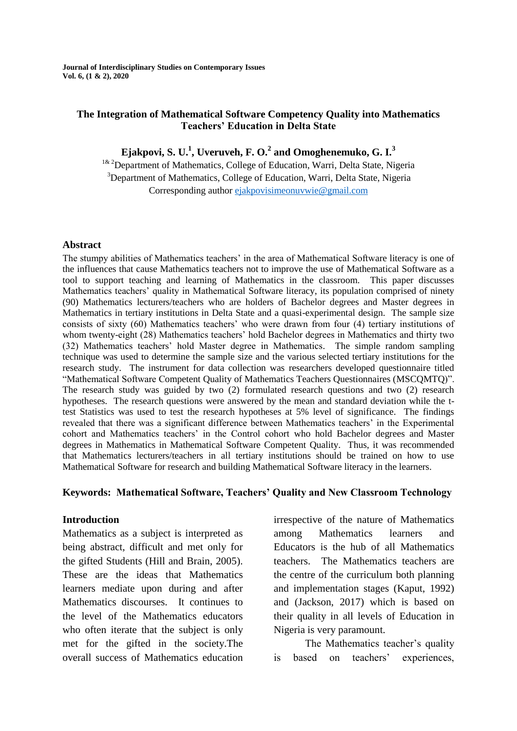# The Integration of Mathematical Software Competency Quality into Mathematics Teachers' Education in Delta State

**Ejakpovi, S. U.[1], Uveruveh, F. O.[2] and Omoghenemuko, G. I.[3]**

[1& 2]Department of Mathematics, College of Education, Warri, Delta State, Nigeria
[3]Department of Mathematics, College of Education, Warri, Delta State, Nigeria
Corresponding author ejakpovisimeonuvwie@gmail.com

## Abstract

The stumpy abilities of Mathematics teachers' in the area of Mathematical Software literacy is one of the influences that cause Mathematics teachers not to improve the use of Mathematical Software as a tool to support teaching and learning of Mathematics in the classroom. This paper discusses Mathematics teachers' quality in Mathematical Software literacy, its population comprised of ninety (90) Mathematics lecturers/teachers who are holders of Bachelor degrees and Master degrees in Mathematics in tertiary institutions in Delta State and a quasi-experimental design. The sample size consists of sixty (60) Mathematics teachers' who were drawn from four (4) tertiary institutions of whom twenty-eight (28) Mathematics teachers' hold Bachelor degrees in Mathematics and thirty two (32) Mathematics teachers' hold Master degree in Mathematics. The simple random sampling technique was used to determine the sample size and the various selected tertiary institutions for the research study. The instrument for data collection was researchers developed questionnaire titled "Mathematical Software Competent Quality of Mathematics Teachers Questionnaires (MSCQMTQ)". The research study was guided by two (2) formulated research questions and two (2) research hypotheses. The research questions were answered by the mean and standard deviation while the t-test Statistics was used to test the research hypotheses at 5% level of significance. The findings revealed that there was a significant difference between Mathematics teachers' in the Experimental cohort and Mathematics teachers' in the Control cohort who hold Bachelor degrees and Master degrees in Mathematics in Mathematical Software Competent Quality. Thus, it was recommended that Mathematics lecturers/teachers in all tertiary institutions should be trained on how to use Mathematical Software for research and building Mathematical Software literacy in the learners.

**Keywords: Mathematical Software, Teachers' Quality and New Classroom Technology**

## Introduction

Mathematics as a subject is interpreted as being abstract, difficult and met only for the gifted Students (Hill and Brain, 2005). These are the ideas that Mathematics learners mediate upon during and after Mathematics discourses. It continues to the level of the Mathematics educators who often iterate that the subject is only met for the gifted in the society.The overall success of Mathematics education irrespective of the nature of Mathematics among Mathematics learners and Educators is the hub of all Mathematics teachers. The Mathematics teachers are the centre of the curriculum both planning and implementation stages (Kaput, 1992) and (Jackson, 2017) which is based on their quality in all levels of Education in Nigeria is very paramount.

The Mathematics teacher's quality is based on teachers' experiences,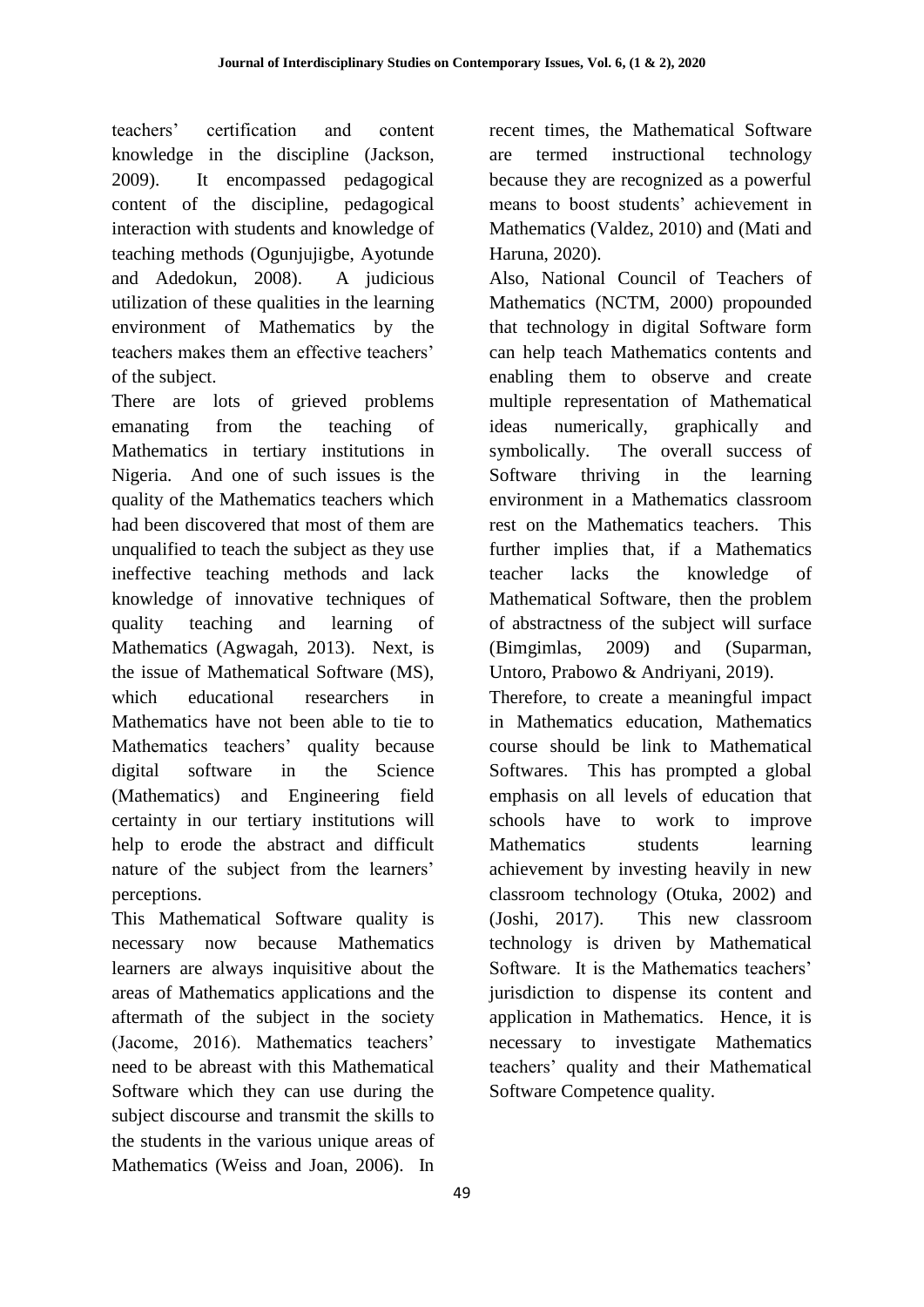teachers' certification and content knowledge in the discipline (Jackson, 2009). It encompassed pedagogical content of the discipline, pedagogical interaction with students and knowledge of teaching methods (Ogunjujigbe, Ayotunde and Adedokun, 2008). A judicious utilization of these qualities in the learning environment of Mathematics by the teachers makes them an effective teachers' of the subject.

There are lots of grieved problems emanating from the teaching of Mathematics in tertiary institutions in Nigeria. And one of such issues is the quality of the Mathematics teachers which had been discovered that most of them are unqualified to teach the subject as they use ineffective teaching methods and lack knowledge of innovative techniques of quality teaching and learning of Mathematics (Agwagah, 2013). Next, is the issue of Mathematical Software (MS), which educational researchers in Mathematics have not been able to tie to Mathematics teachers' quality because digital software in the Science (Mathematics) and Engineering field certainty in our tertiary institutions will help to erode the abstract and difficult nature of the subject from the learners' perceptions.

This Mathematical Software quality is necessary now because Mathematics learners are always inquisitive about the areas of Mathematics applications and the aftermath of the subject in the society (Jacome, 2016). Mathematics teachers' need to be abreast with this Mathematical Software which they can use during the subject discourse and transmit the skills to the students in the various unique areas of Mathematics (Weiss and Joan, 2006). In recent times, the Mathematical Software are termed instructional technology because they are recognized as a powerful means to boost students' achievement in Mathematics (Valdez, 2010) and (Mati and Haruna, 2020).

Also, National Council of Teachers of Mathematics (NCTM, 2000) propounded that technology in digital Software form can help teach Mathematics contents and enabling them to observe and create multiple representation of Mathematical ideas numerically, graphically and symbolically. The overall success of Software thriving in the learning environment in a Mathematics classroom rest on the Mathematics teachers. This further implies that, if a Mathematics teacher lacks the knowledge of Mathematical Software, then the problem of abstractness of the subject will surface (Bimgimlas, 2009) and (Suparman, Untoro, Prabowo & Andriyani, 2019).

Therefore, to create a meaningful impact in Mathematics education, Mathematics course should be link to Mathematical Softwares. This has prompted a global emphasis on all levels of education that schools have to work to improve Mathematics students learning achievement by investing heavily in new classroom technology (Otuka, 2002) and (Joshi, 2017). This new classroom technology is driven by Mathematical Software. It is the Mathematics teachers' jurisdiction to dispense its content and application in Mathematics. Hence, it is necessary to investigate Mathematics teachers' quality and their Mathematical Software Competence quality.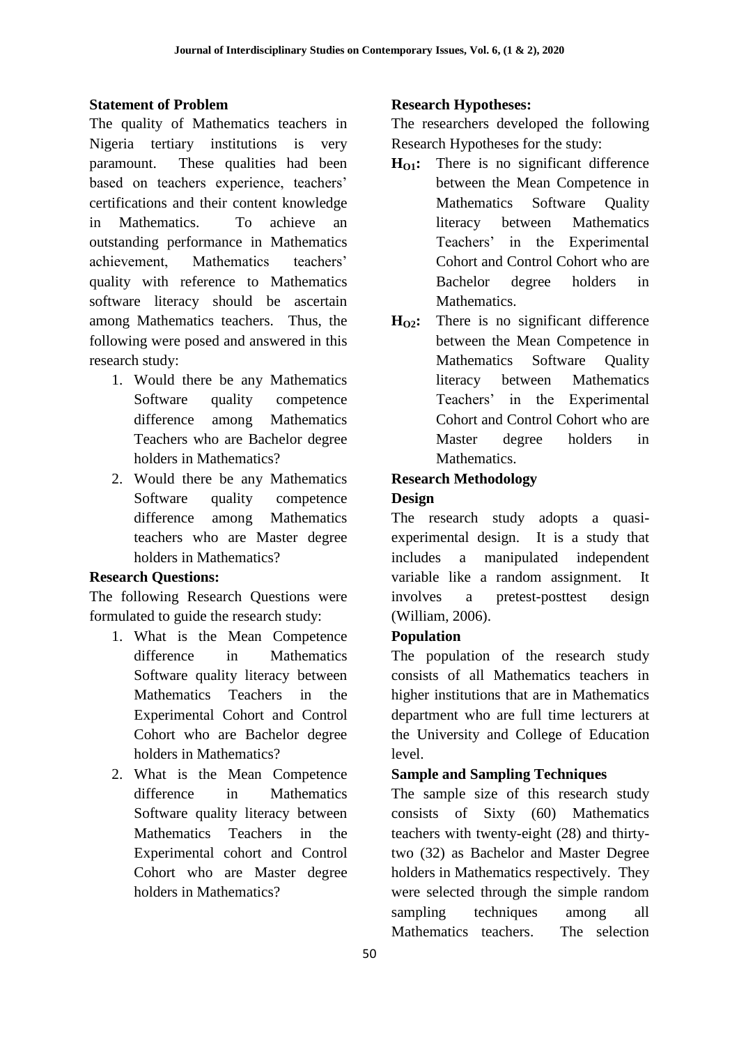**Statement of Problem**

The quality of Mathematics teachers in Nigeria tertiary institutions is very paramount. These qualities had been based on teachers experience, teachers' certifications and their content knowledge in Mathematics. To achieve an outstanding performance in Mathematics achievement, Mathematics teachers' quality with reference to Mathematics software literacy should be ascertain among Mathematics teachers. Thus, the following were posed and answered in this research study:

1. Would there be any Mathematics Software quality competence difference among Mathematics Teachers who are Bachelor degree holders in Mathematics?
2. Would there be any Mathematics Software quality competence difference among Mathematics teachers who are Master degree holders in Mathematics?

**Research Questions:**

The following Research Questions were formulated to guide the research study:

1. What is the Mean Competence difference in Mathematics Software quality literacy between Mathematics Teachers in the Experimental Cohort and Control Cohort who are Bachelor degree holders in Mathematics?
2. What is the Mean Competence difference in Mathematics Software quality literacy between Mathematics Teachers in the Experimental cohort and Control Cohort who are Master degree holders in Mathematics?

**Research Hypotheses:**

The researchers developed the following Research Hypotheses for the study:

**$H_{O1}$:** There is no significant difference between the Mean Competence in Mathematics Software Quality literacy between Mathematics Teachers' in the Experimental Cohort and Control Cohort who are Bachelor degree holders in Mathematics.

**$H_{O2}$:** There is no significant difference between the Mean Competence in Mathematics Software Quality literacy between Mathematics Teachers' in the Experimental Cohort and Control Cohort who are Master degree holders in Mathematics.

**Research Methodology**

**Design**

The research study adopts a quasi-experimental design. It is a study that includes a manipulated independent variable like a random assignment. It involves a pretest-posttest design (William, 2006).

**Population**

The population of the research study consists of all Mathematics teachers in higher institutions that are in Mathematics department who are full time lecturers at the University and College of Education level.

**Sample and Sampling Techniques**

The sample size of this research study consists of Sixty (60) Mathematics teachers with twenty-eight (28) and thirty-two (32) as Bachelor and Master Degree holders in Mathematics respectively. They were selected through the simple random sampling techniques among all Mathematics teachers. The selection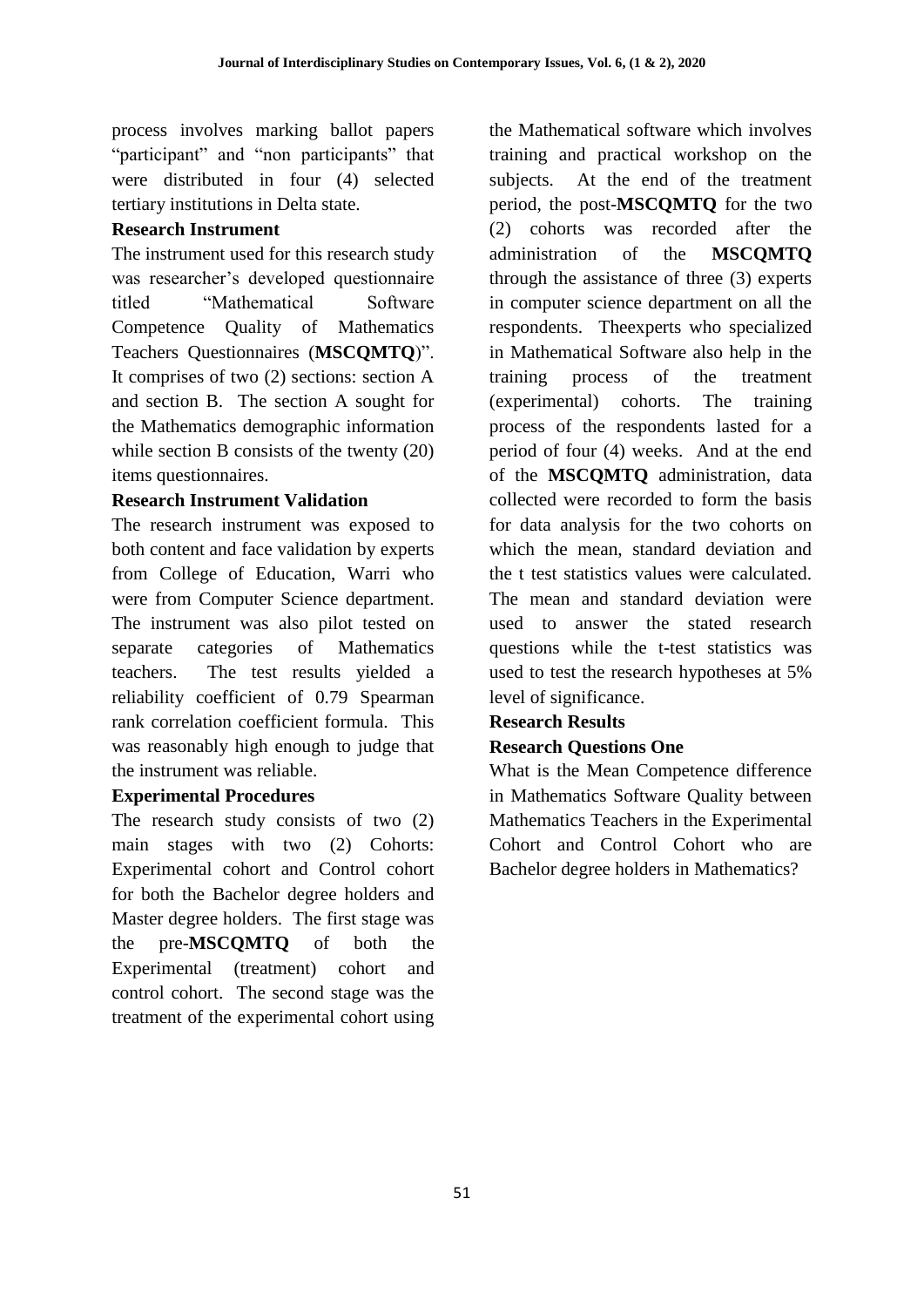process involves marking ballot papers "participant" and "non participants" that were distributed in four (4) selected tertiary institutions in Delta state.

**Research Instrument**

The instrument used for this research study was researcher's developed questionnaire titled "Mathematical Software Competence Quality of Mathematics Teachers Questionnaires (**MSCQMTQ**)". It comprises of two (2) sections: section A and section B. The section A sought for the Mathematics demographic information while section B consists of the twenty (20) items questionnaires.

**Research Instrument Validation**

The research instrument was exposed to both content and face validation by experts from College of Education, Warri who were from Computer Science department. The instrument was also pilot tested on separate categories of Mathematics teachers. The test results yielded a reliability coefficient of 0.79 Spearman rank correlation coefficient formula. This was reasonably high enough to judge that the instrument was reliable.

**Experimental Procedures**

The research study consists of two (2) main stages with two (2) Cohorts: Experimental cohort and Control cohort for both the Bachelor degree holders and Master degree holders. The first stage was the pre-**MSCQMTQ** of both the Experimental (treatment) cohort and control cohort. The second stage was the treatment of the experimental cohort using the Mathematical software which involves training and practical workshop on the subjects. At the end of the treatment period, the post-**MSCQMTQ** for the two (2) cohorts was recorded after the administration of the **MSCQMTQ** through the assistance of three (3) experts in computer science department on all the respondents. Theexperts who specialized in Mathematical Software also help in the training process of the treatment (experimental) cohorts. The training process of the respondents lasted for a period of four (4) weeks. And at the end of the **MSCQMTQ** administration, data collected were recorded to form the basis for data analysis for the two cohorts on which the mean, standard deviation and the t test statistics values were calculated. The mean and standard deviation were used to answer the stated research questions while the t-test statistics was used to test the research hypotheses at 5% level of significance.

**Research Results**

**Research Questions One**

What is the Mean Competence difference in Mathematics Software Quality between Mathematics Teachers in the Experimental Cohort and Control Cohort who are Bachelor degree holders in Mathematics?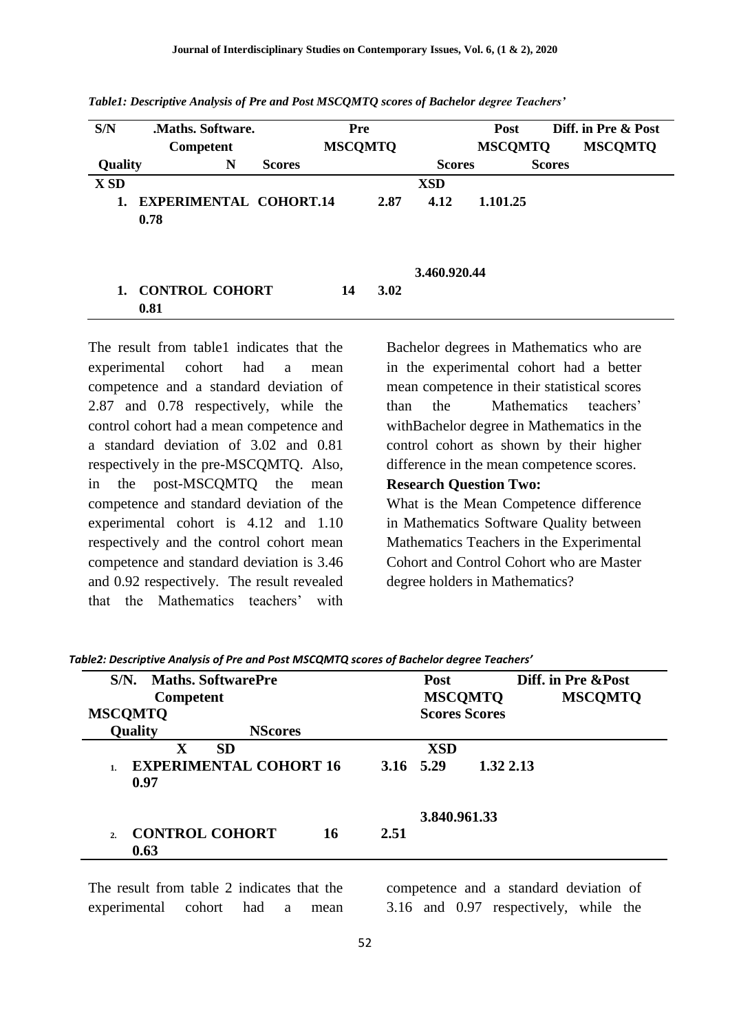*Table1: Descriptive Analysis of Pre and Post MSCQMTQ scores of Bachelor degree Teachers'*

| S/N | Maths. Software. Competent Quality | N | Pre MSCQMTQ Scores | | Post MSCQMTQ Scores | | Diff. in Pre & Post MSCQMTQ Scores |
|---|---|---|---|---|---|---|---|
| | | | X | SD | X | SD | |
| 1. | EXPERIMENTAL COHORT | 14 | 2.87 | 0.78 | 4.12 | 1.10 | 1.25 |
| 1. | CONTROL COHORT | 14 | 3.02 | 0.81 | 3.46 | 0.92 | 0.44 |

The result from table1 indicates that the experimental cohort had a mean competence and a standard deviation of 2.87 and 0.78 respectively, while the control cohort had a mean competence and a standard deviation of 3.02 and 0.81 respectively in the pre-MSCQMTQ. Also, in the post-MSCQMTQ the mean competence and standard deviation of the experimental cohort is 4.12 and 1.10 respectively and the control cohort mean competence and standard deviation is 3.46 and 0.92 respectively. The result revealed that the Mathematics teachers' with Bachelor degrees in Mathematics who are in the experimental cohort had a better mean competence in their statistical scores than the Mathematics teachers' withBachelor degree in Mathematics in the control cohort as shown by their higher difference in the mean competence scores.

**Research Question Two:**

What is the Mean Competence difference in Mathematics Software Quality between Mathematics Teachers in the Experimental Cohort and Control Cohort who are Master degree holders in Mathematics?

*Table2: Descriptive Analysis of Pre and Post MSCQMTQ scores of Bachelor degree Teachers'*

| S/N. | Maths. Software Competent Quality | N | Pre MSCQMTQ Scores | | Post MSCQMTQ Scores | | Diff. in Pre &Post MSCQMTQ Scores |
|---|---|---|---|---|---|---|---|
| | | | X | SD | X | SD | |
| 1. | EXPERIMENTAL COHORT | 16 | 3.16 | 0.97 | 5.29 | 1.32 | 2.13 |
| 2. | CONTROL COHORT | 16 | 2.51 | 0.63 | 3.84 | 0.96 | 1.33 |

The result from table 2 indicates that the experimental cohort had a mean competence and a standard deviation of 3.16 and 0.97 respectively, while the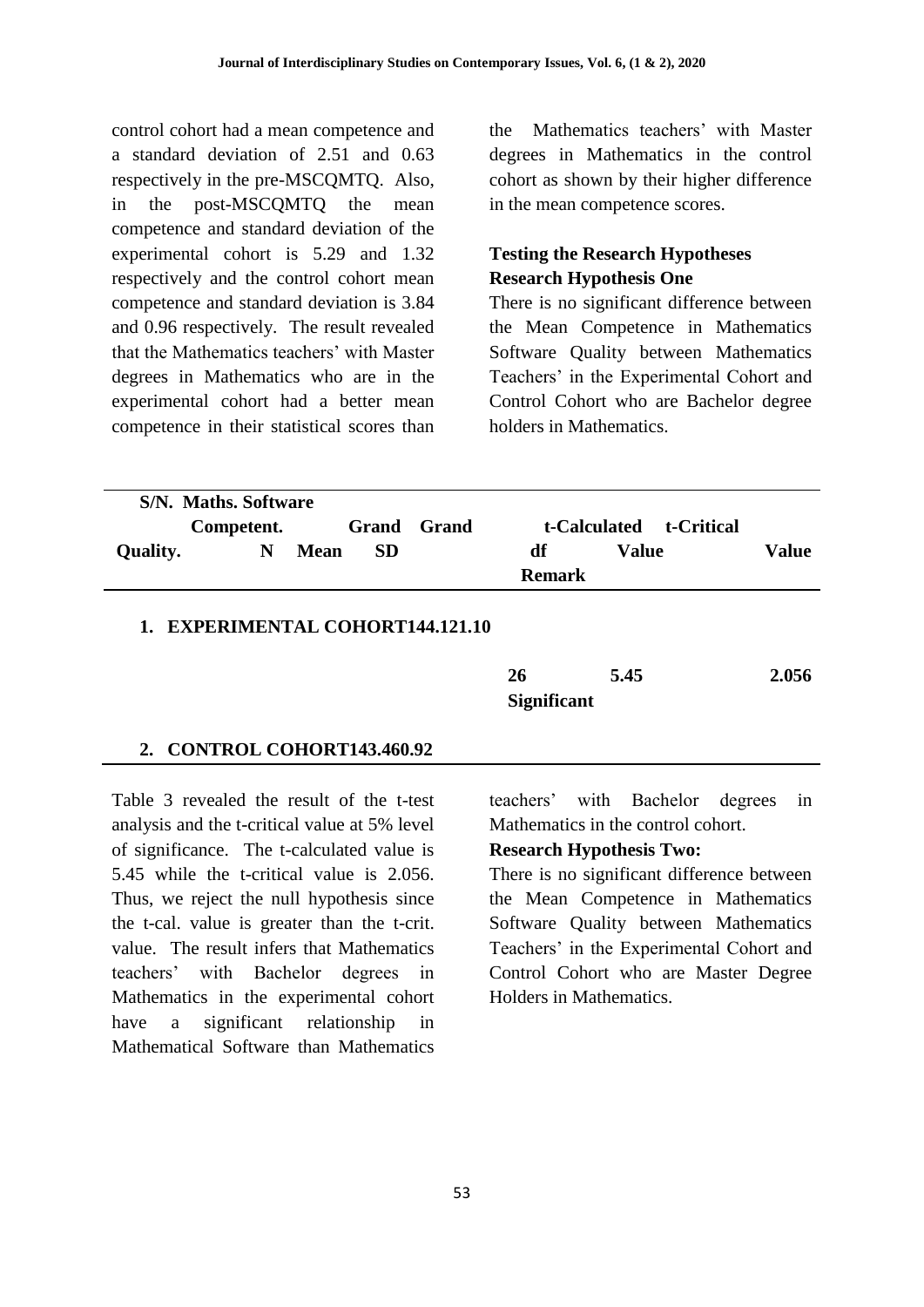control cohort had a mean competence and a standard deviation of 2.51 and 0.63 respectively in the pre-MSCQMTQ. Also, in the post-MSCQMTQ the mean competence and standard deviation of the experimental cohort is 5.29 and 1.32 respectively and the control cohort mean competence and standard deviation is 3.84 and 0.96 respectively. The result revealed that the Mathematics teachers' with Master degrees in Mathematics who are in the experimental cohort had a better mean competence in their statistical scores than the Mathematics teachers' with Master degrees in Mathematics in the control cohort as shown by their higher difference in the mean competence scores.

## Testing the Research Hypotheses

### Research Hypothesis One

There is no significant difference between the Mean Competence in Mathematics Software Quality between Mathematics Teachers' in the Experimental Cohort and Control Cohort who are Bachelor degree holders in Mathematics.

| S/N. Maths. Software Competent. Quality. | N | Grand Mean | Grand SD | df | t-Calculated Value | t-Critical Value | Remark |
|---|---|---|---|---|---|---|---|
| 1. EXPERIMENTAL COHORT | 14 | 4.12 | 1.10 | 26 | 5.45 | 2.056 | Significant |
| 2. CONTROL COHORT | 14 | 3.46 | 0.92 | | | | |

Table 3 revealed the result of the t-test analysis and the t-critical value at 5% level of significance. The t-calculated value is 5.45 while the t-critical value is 2.056. Thus, we reject the null hypothesis since the t-cal. value is greater than the t-crit. value. The result infers that Mathematics teachers' with Bachelor degrees in Mathematics in the experimental cohort have a significant relationship in Mathematical Software than Mathematics teachers' with Bachelor degrees in Mathematics in the control cohort.

### Research Hypothesis Two:

There is no significant difference between the Mean Competence in Mathematics Software Quality between Mathematics Teachers' in the Experimental Cohort and Control Cohort who are Master Degree Holders in Mathematics.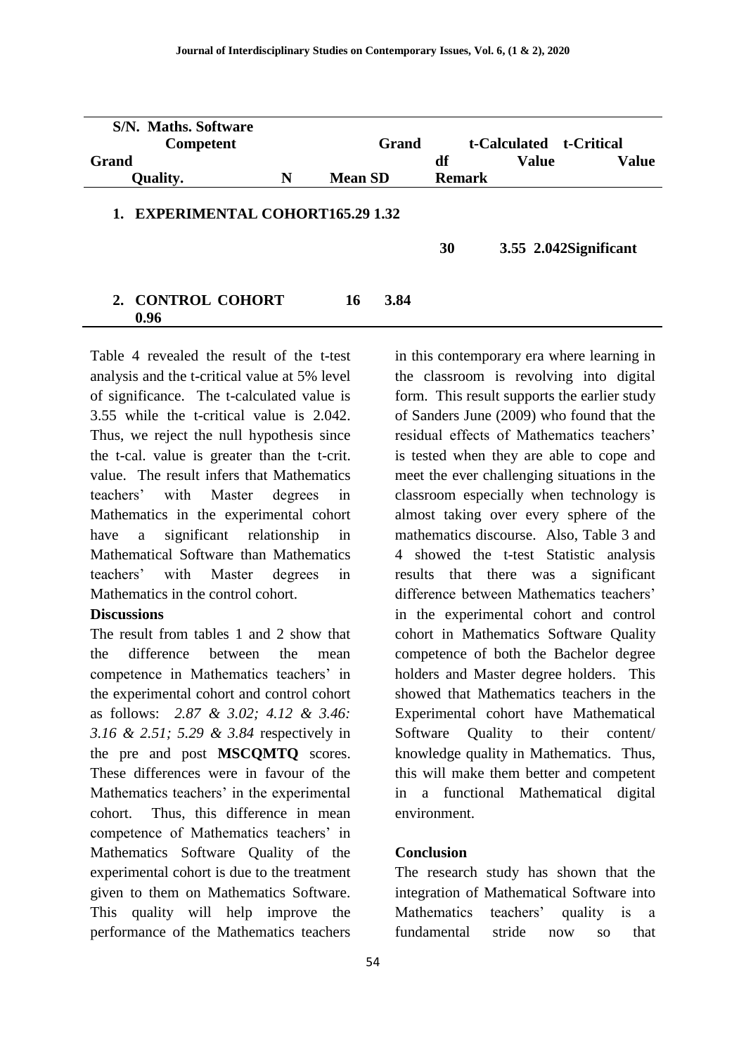| S/N. Maths. Software Competent Grand Quality. | N | Grand Mean | SD | df | t-Calculated Value | t-Critical Value | Grand Remark |
|---|---|---|---|---|---|---|---|
| 1. EXPERIMENTAL COHORT | 16 | 5.29 | 1.32 | 30 | 3.55 | 2.042 | Significant |
| 2. CONTROL COHORT | 16 | 3.84 | 0.96 | | | | |

Table 4 revealed the result of the t-test analysis and the t-critical value at 5% level of significance. The t-calculated value is 3.55 while the t-critical value is 2.042. Thus, we reject the null hypothesis since the t-cal. value is greater than the t-crit. value. The result infers that Mathematics teachers' with Master degrees in Mathematics in the experimental cohort have a significant relationship in Mathematical Software than Mathematics teachers' with Master degrees in Mathematics in the control cohort.

**Discussions**

The result from tables 1 and 2 show that the difference between the mean competence in Mathematics teachers' in the experimental cohort and control cohort as follows: *2.87 & 3.02; 4.12 & 3.46: 3.16 & 2.51; 5.29 & 3.84* respectively in the pre and post **MSCQMTQ** scores. These differences were in favour of the Mathematics teachers' in the experimental cohort. Thus, this difference in mean competence of Mathematics teachers' in Mathematics Software Quality of the experimental cohort is due to the treatment given to them on Mathematics Software. This quality will help improve the performance of the Mathematics teachers in this contemporary era where learning in the classroom is revolving into digital form. This result supports the earlier study of Sanders June (2009) who found that the residual effects of Mathematics teachers' is tested when they are able to cope and meet the ever challenging situations in the classroom especially when technology is almost taking over every sphere of the mathematics discourse. Also, Table 3 and 4 showed the t-test Statistic analysis results that there was a significant difference between Mathematics teachers' in the experimental cohort and control cohort in Mathematics Software Quality competence of both the Bachelor degree holders and Master degree holders. This showed that Mathematics teachers in the Experimental cohort have Mathematical Software Quality to their content/ knowledge quality in Mathematics. Thus, this will make them better and competent in a functional Mathematical digital environment.

**Conclusion**

The research study has shown that the integration of Mathematical Software into Mathematics teachers' quality is a fundamental stride now so that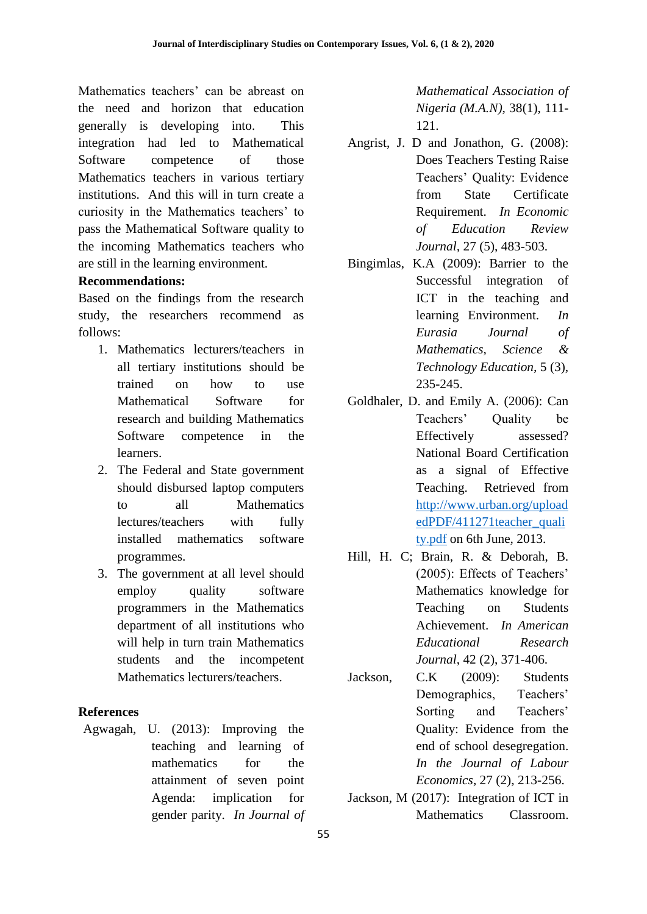Mathematics teachers' can be abreast on the need and horizon that education generally is developing into. This integration had led to Mathematical Software competence of those Mathematics teachers in various tertiary institutions. And this will in turn create a curiosity in the Mathematics teachers' to pass the Mathematical Software quality to the incoming Mathematics teachers who are still in the learning environment.

**Recommendations:**

Based on the findings from the research study, the researchers recommend as follows:

1. Mathematics lecturers/teachers in all tertiary institutions should be trained on how to use Mathematical Software for research and building Mathematics Software competence in the learners.
2. The Federal and State government should disbursed laptop computers to all Mathematics lectures/teachers with fully installed mathematics software programmes.
3. The government at all level should employ quality software programmers in the Mathematics department of all institutions who will help in turn train Mathematics students and the incompetent Mathematics lecturers/teachers.

**References**

Agwagah, U. (2013): Improving the teaching and learning of mathematics for the attainment of seven point Agenda: implication for gender parity. *In Journal of Mathematical Association of Nigeria (M.A.N)*, 38(1), 111-121.

Angrist, J. D and Jonathon, G. (2008): Does Teachers Testing Raise Teachers' Quality: Evidence from State Certificate Requirement. *In Economic of Education Review Journal*, 27 (5), 483-503.

Bingimlas, K.A (2009): Barrier to the Successful integration of ICT in the teaching and learning Environment. *In Eurasia Journal of Mathematics, Science & Technology Education*, 5 (3), 235-245.

Goldhaler, D. and Emily A. (2006): Can Teachers' Quality be Effectively assessed? National Board Certification as a signal of Effective Teaching. Retrieved from http://www.urban.org/uploadedPDF/411271teacher_quality.pdf on 6th June, 2013.

Hill, H. C; Brain, R. & Deborah, B. (2005): Effects of Teachers' Mathematics knowledge for Teaching on Students Achievement. *In American Educational Research Journal*, 42 (2), 371-406.

Jackson, C.K (2009): Students Demographics, Teachers' Sorting and Teachers' Quality: Evidence from the end of school desegregation. *In the Journal of Labour Economics*, 27 (2), 213-256.

Jackson, M (2017): Integration of ICT in Mathematics Classroom.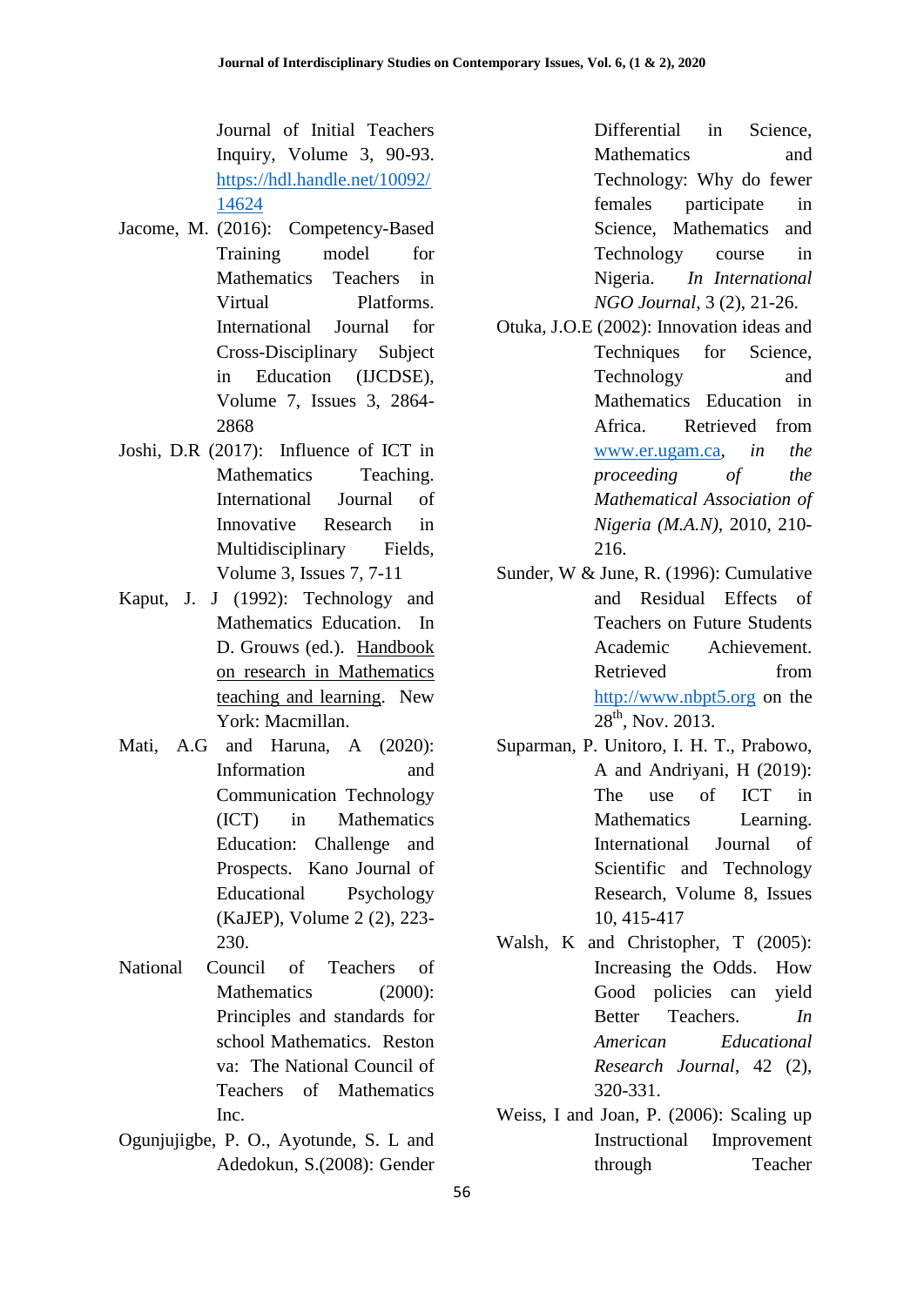Journal of Initial Teachers Inquiry, Volume 3, 90-93. https://hdl.handle.net/10092/14624

Jacome, M. (2016): Competency-Based Training model for Mathematics Teachers in Virtual Platforms. International Journal for Cross-Disciplinary Subject in Education (IJCDSE), Volume 7, Issues 3, 2864-2868

Joshi, D.R (2017): Influence of ICT in Mathematics Teaching. International Journal of Innovative Research in Multidisciplinary Fields, Volume 3, Issues 7, 7-11

Kaput, J. J (1992): Technology and Mathematics Education. In D. Grouws (ed.). Handbook on research in Mathematics teaching and learning. New York: Macmillan.

Mati, A.G and Haruna, A (2020): Information and Communication Technology (ICT) in Mathematics Education: Challenge and Prospects. Kano Journal of Educational Psychology (KaJEP), Volume 2 (2), 223-230.

National Council of Teachers of Mathematics (2000): Principles and standards for school Mathematics. Reston va: The National Council of Teachers of Mathematics Inc.

Ogunjujigbe, P. O., Ayotunde, S. L and Adedokun, S.(2008): Gender Differential in Science, Mathematics and Technology: Why do fewer females participate in Science, Mathematics and Technology course in Nigeria. *In International NGO Journal*, 3 (2), 21-26.

Otuka, J.O.E (2002): Innovation ideas and Techniques for Science, Technology and Mathematics Education in Africa. Retrieved from www.er.ugam.ca, *in the proceeding of the Mathematical Association of Nigeria (M.A.N)*, 2010, 210-216.

Sunder, W & June, R. (1996): Cumulative and Residual Effects of Teachers on Future Students Academic Achievement. Retrieved from http://www.nbpt5.org on the 28th, Nov. 2013.

Suparman, P. Unitoro, I. H. T., Prabowo, A and Andriyani, H (2019): The use of ICT in Mathematics Learning. International Journal of Scientific and Technology Research, Volume 8, Issues 10, 415-417

Walsh, K and Christopher, T (2005): Increasing the Odds. How Good policies can yield Better Teachers. *In American Educational Research Journal*, 42 (2), 320-331.

Weiss, I and Joan, P. (2006): Scaling up Instructional Improvement through Teacher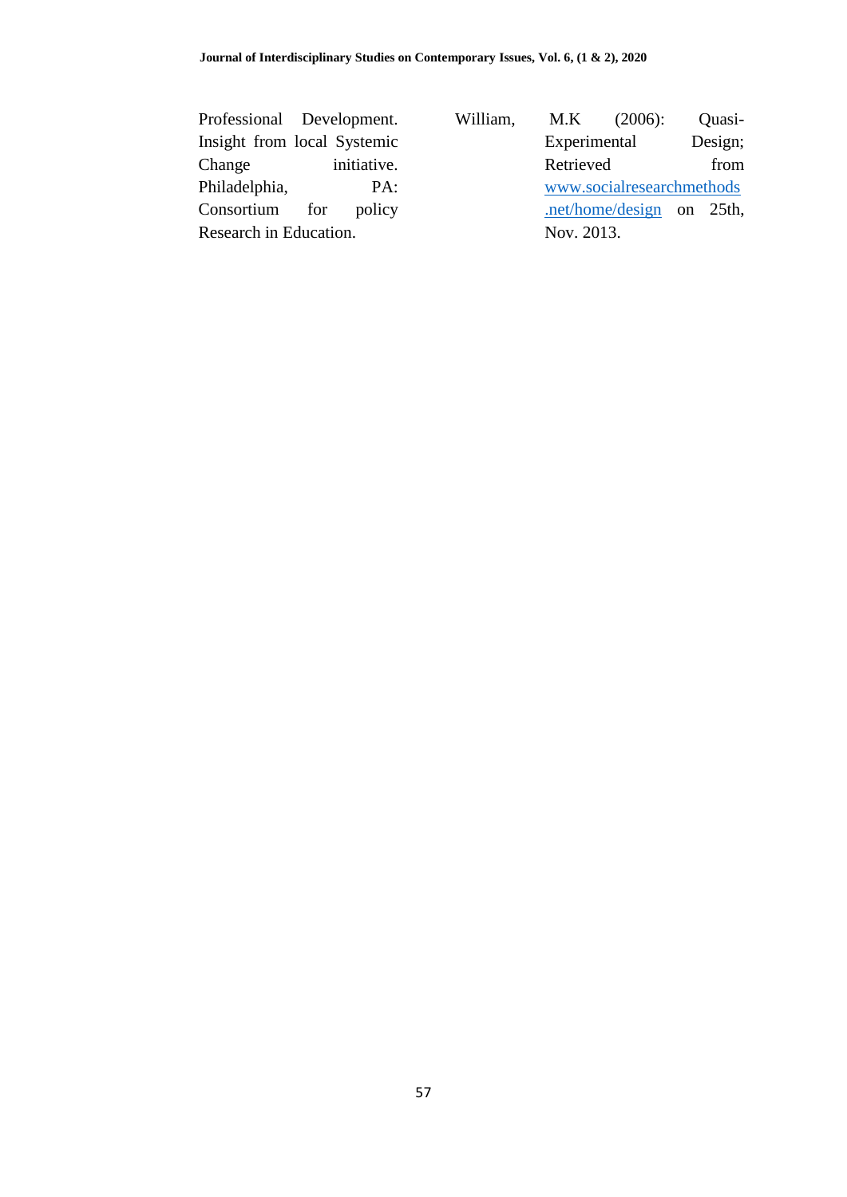Professional Development. Insight from local Systemic Change initiative. Philadelphia, PA: Consortium for policy Research in Education.

William, M.K (2006): Quasi-Experimental Design; Retrieved from www.socialresearchmethods.net/home/design on 25th, Nov. 2013.